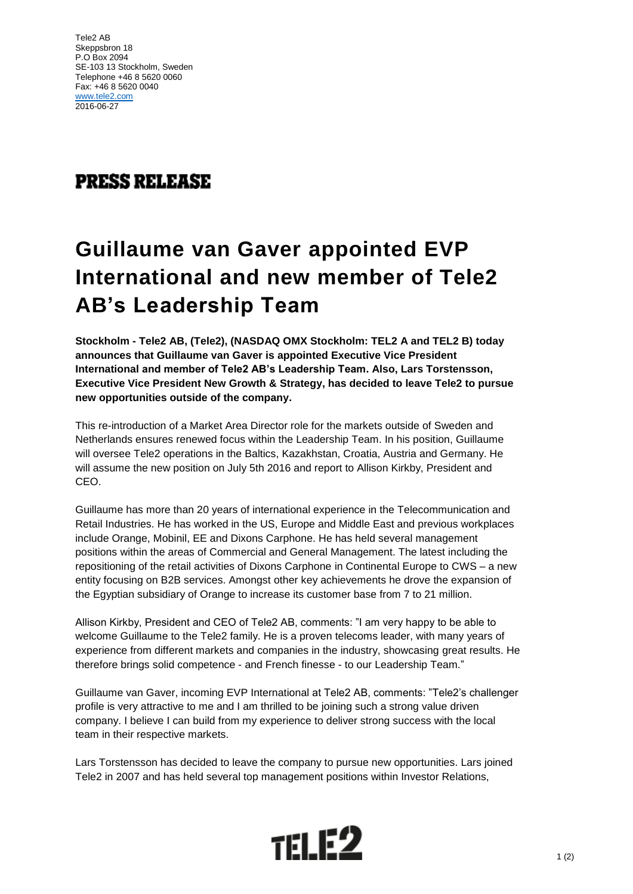Tele2 AB
Skeppsbron 18
P.O Box 2094
SE-103 13 Stockholm, Sweden
Telephone +46 8 5620 0060
Fax: +46 8 5620 0040
www.tele2.com
2016-06-27

**PRESS RELEASE**

# Guillaume van Gaver appointed EVP International and new member of Tele2 AB's Leadership Team

**Stockholm - Tele2 AB, (Tele2), (NASDAQ OMX Stockholm: TEL2 A and TEL2 B) today announces that Guillaume van Gaver is appointed Executive Vice President International and member of Tele2 AB's Leadership Team. Also, Lars Torstensson, Executive Vice President New Growth & Strategy, has decided to leave Tele2 to pursue new opportunities outside of the company.**

This re-introduction of a Market Area Director role for the markets outside of Sweden and Netherlands ensures renewed focus within the Leadership Team. In his position, Guillaume will oversee Tele2 operations in the Baltics, Kazakhstan, Croatia, Austria and Germany. He will assume the new position on July 5th 2016 and report to Allison Kirkby, President and CEO.

Guillaume has more than 20 years of international experience in the Telecommunication and Retail Industries. He has worked in the US, Europe and Middle East and previous workplaces include Orange, Mobinil, EE and Dixons Carphone. He has held several management positions within the areas of Commercial and General Management. The latest including the repositioning of the retail activities of Dixons Carphone in Continental Europe to CWS – a new entity focusing on B2B services. Amongst other key achievements he drove the expansion of the Egyptian subsidiary of Orange to increase its customer base from 7 to 21 million.

Allison Kirkby, President and CEO of Tele2 AB, comments: "I am very happy to be able to welcome Guillaume to the Tele2 family. He is a proven telecoms leader, with many years of experience from different markets and companies in the industry, showcasing great results. He therefore brings solid competence - and French finesse - to our Leadership Team."

Guillaume van Gaver, incoming EVP International at Tele2 AB, comments: "Tele2's challenger profile is very attractive to me and I am thrilled to be joining such a strong value driven company. I believe I can build from my experience to deliver strong success with the local team in their respective markets.

Lars Torstensson has decided to leave the company to pursue new opportunities. Lars joined Tele2 in 2007 and has held several top management positions within Investor Relations,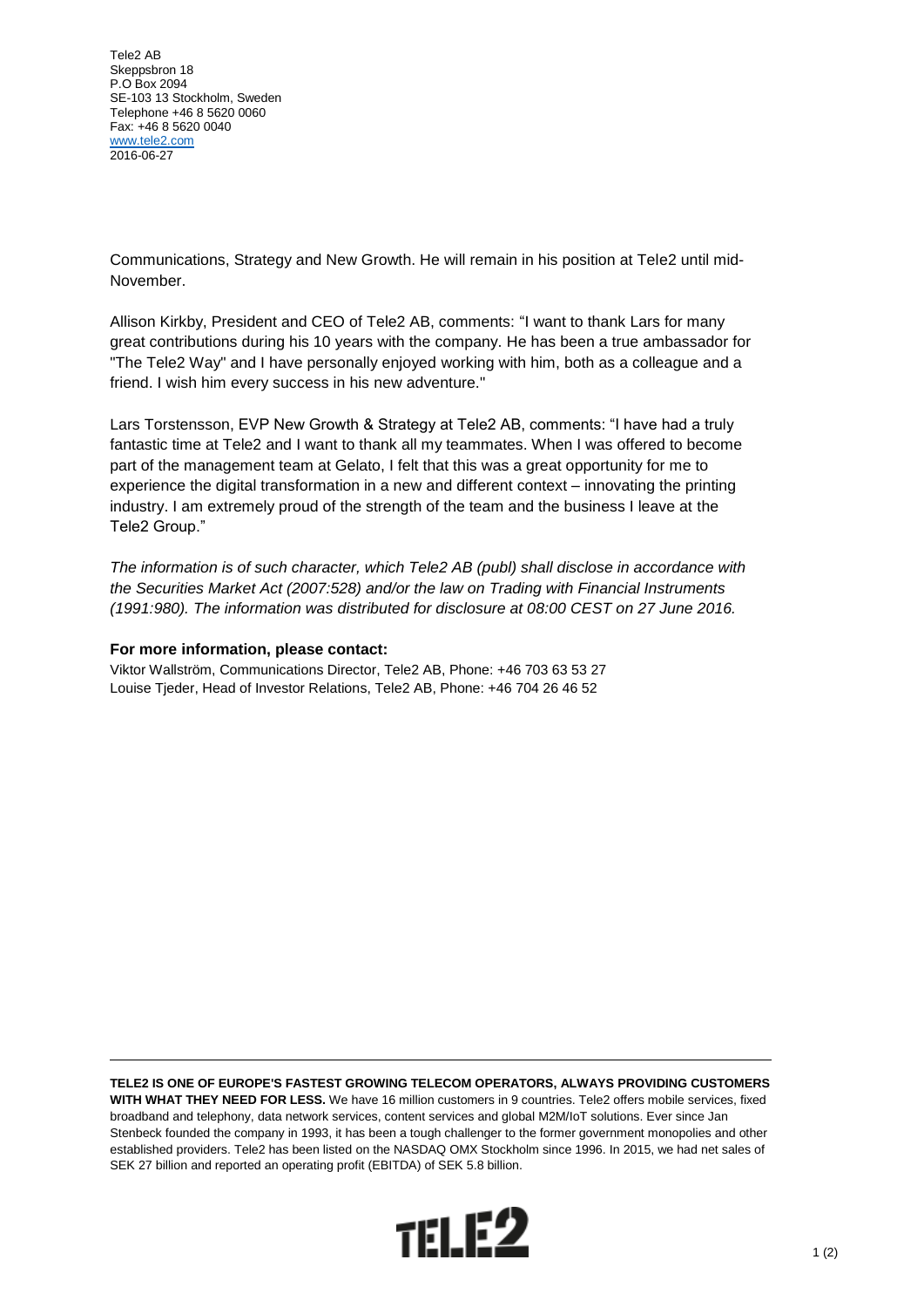Tele2 AB
Skeppsbron 18
P.O Box 2094
SE-103 13 Stockholm, Sweden
Telephone +46 8 5620 0060
Fax: +46 8 5620 0040
[www.tele2.com](http://www.tele2.com)
2016-06-27

Communications, Strategy and New Growth. He will remain in his position at Tele2 until mid-November.

Allison Kirkby, President and CEO of Tele2 AB, comments: "I want to thank Lars for many great contributions during his 10 years with the company. He has been a true ambassador for "The Tele2 Way" and I have personally enjoyed working with him, both as a colleague and a friend. I wish him every success in his new adventure."

Lars Torstensson, EVP New Growth & Strategy at Tele2 AB, comments: "I have had a truly fantastic time at Tele2 and I want to thank all my teammates. When I was offered to become part of the management team at Gelato, I felt that this was a great opportunity for me to experience the digital transformation in a new and different context – innovating the printing industry. I am extremely proud of the strength of the team and the business I leave at the Tele2 Group."

*The information is of such character, which Tele2 AB (publ) shall disclose in accordance with the Securities Market Act (2007:528) and/or the law on Trading with Financial Instruments (1991:980). The information was distributed for disclosure at 08:00 CEST on 27 June 2016.*

**For more information, please contact:**

Viktor Wallström, Communications Director, Tele2 AB, Phone: +46 703 63 53 27
Louise Tjeder, Head of Investor Relations, Tele2 AB, Phone: +46 704 26 46 52

**TELE2 IS ONE OF EUROPE'S FASTEST GROWING TELECOM OPERATORS, ALWAYS PROVIDING CUSTOMERS WITH WHAT THEY NEED FOR LESS.** We have 16 million customers in 9 countries. Tele2 offers mobile services, fixed broadband and telephony, data network services, content services and global M2M/IoT solutions. Ever since Jan Stenbeck founded the company in 1993, it has been a tough challenger to the former government monopolies and other established providers. Tele2 has been listed on the NASDAQ OMX Stockholm since 1996. In 2015, we had net sales of SEK 27 billion and reported an operating profit (EBITDA) of SEK 5.8 billion.

TELE2